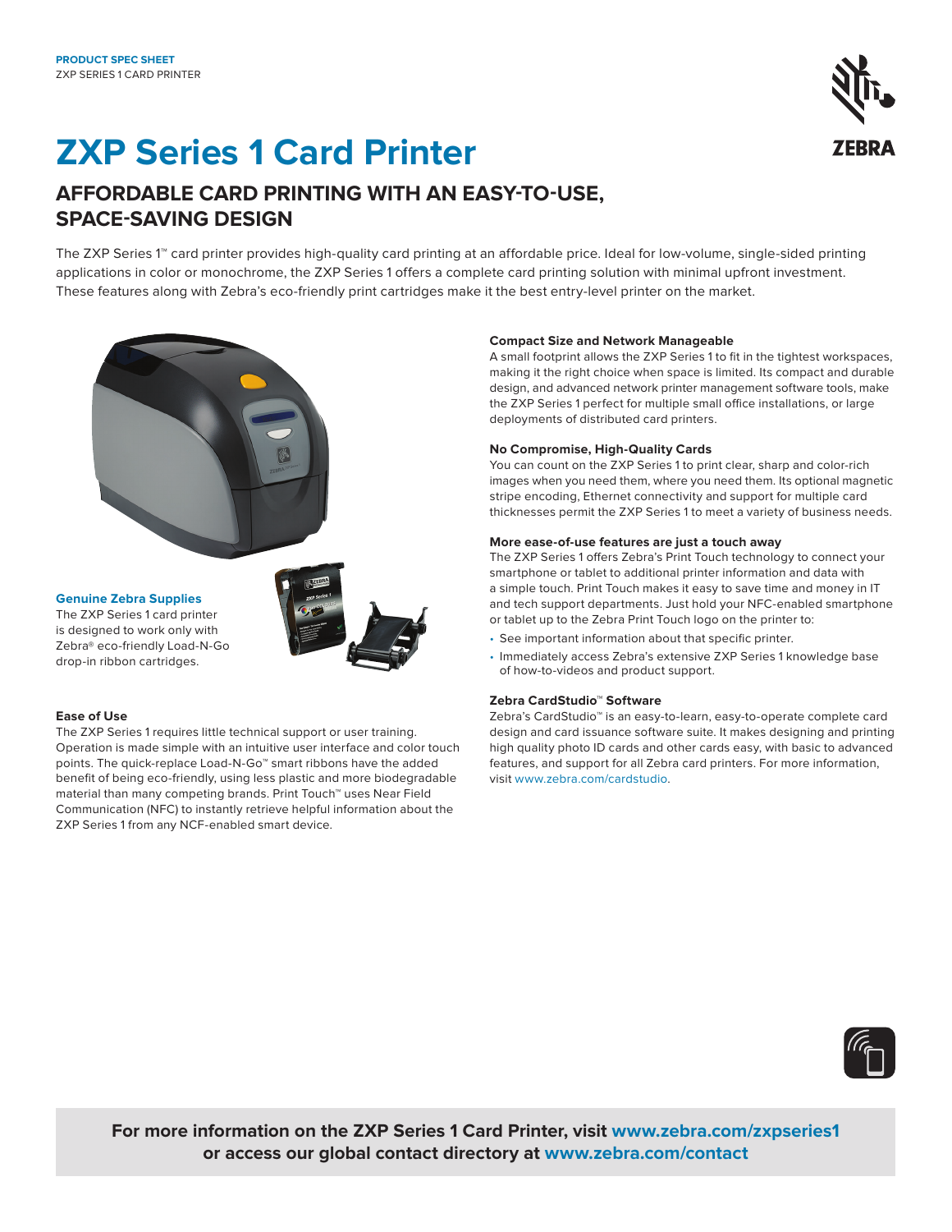**PRODUCT SPEC SHEET**
ZXP SERIES 1 CARD PRINTER

# ZXP Series 1 Card Printer

## AFFORDABLE CARD PRINTING WITH AN EASY-TO-USE, SPACE-SAVING DESIGN

The ZXP Series 1™ card printer provides high-quality card printing at an affordable price. Ideal for low-volume, single-sided printing applications in color or monochrome, the ZXP Series 1 offers a complete card printing solution with minimal upfront investment. These features along with Zebra's eco-friendly print cartridges make it the best entry-level printer on the market.

### Genuine Zebra Supplies

The ZXP Series 1 card printer is designed to work only with Zebra® eco-friendly Load-N-Go drop-in ribbon cartridges.

### Ease of Use

The ZXP Series 1 requires little technical support or user training. Operation is made simple with an intuitive user interface and color touch points. The quick-replace Load-N-Go™ smart ribbons have the added benefit of being eco-friendly, using less plastic and more biodegradable material than many competing brands. Print Touch™ uses Near Field Communication (NFC) to instantly retrieve helpful information about the ZXP Series 1 from any NCF-enabled smart device.

### Compact Size and Network Manageable

A small footprint allows the ZXP Series 1 to fit in the tightest workspaces, making it the right choice when space is limited. Its compact and durable design, and advanced network printer management software tools, make the ZXP Series 1 perfect for multiple small office installations, or large deployments of distributed card printers.

### No Compromise, High-Quality Cards

You can count on the ZXP Series 1 to print clear, sharp and color-rich images when you need them, where you need them. Its optional magnetic stripe encoding, Ethernet connectivity and support for multiple card thicknesses permit the ZXP Series 1 to meet a variety of business needs.

### More ease-of-use features are just a touch away

The ZXP Series 1 offers Zebra's Print Touch technology to connect your smartphone or tablet to additional printer information and data with a simple touch. Print Touch makes it easy to save time and money in IT and tech support departments. Just hold your NFC-enabled smartphone or tablet up to the Zebra Print Touch logo on the printer to:

- See important information about that specific printer.
- Immediately access Zebra's extensive ZXP Series 1 knowledge base of how-to-videos and product support.

### Zebra CardStudio™ Software

Zebra's CardStudio™ is an easy-to-learn, easy-to-operate complete card design and card issuance software suite. It makes designing and printing high quality photo ID cards and other cards easy, with basic to advanced features, and support for all Zebra card printers. For more information, visit www.zebra.com/cardstudio.

**For more information on the ZXP Series 1 Card Printer, visit www.zebra.com/zxpseries1 or access our global contact directory at www.zebra.com/contact**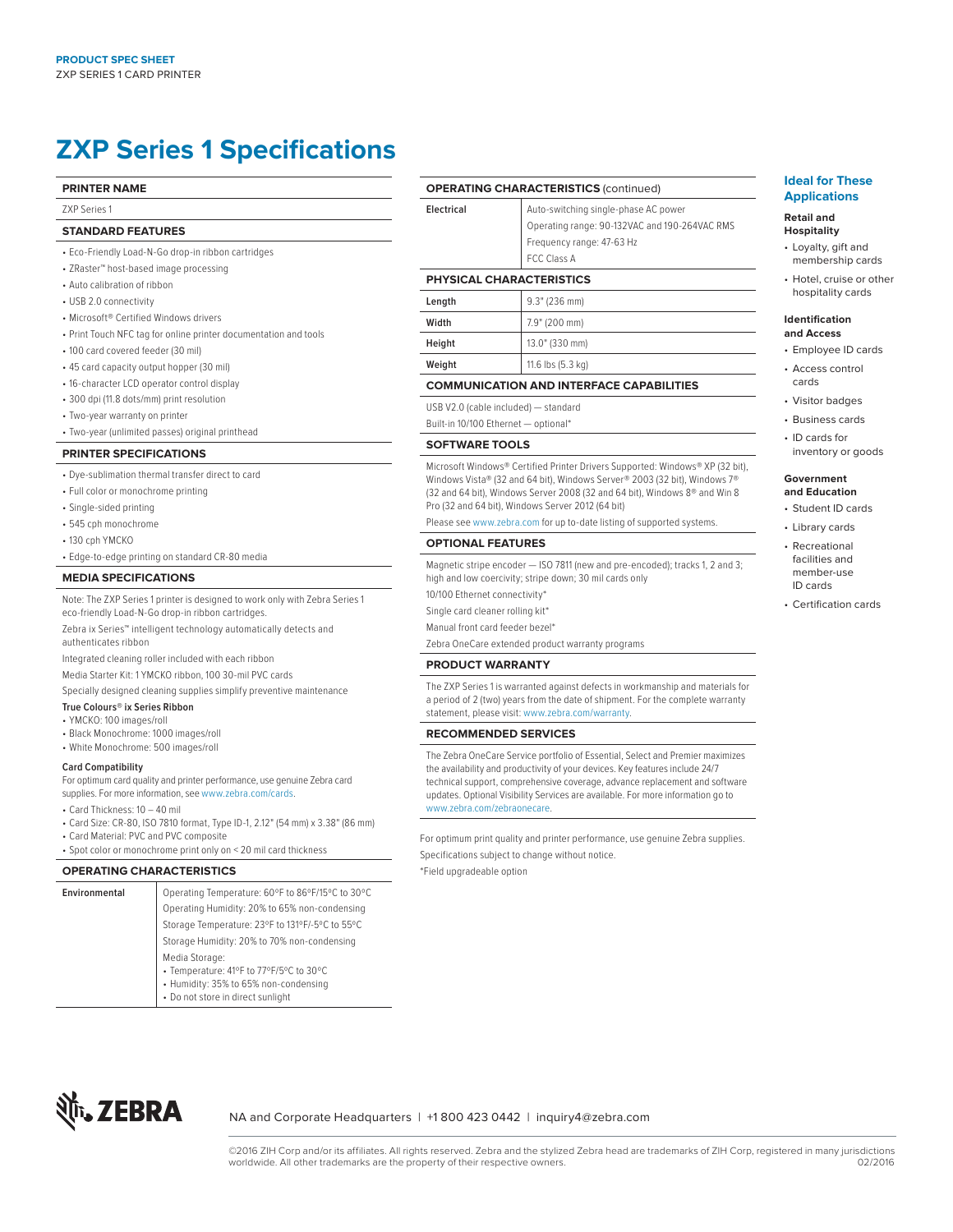# ZXP Series 1 Specifications

## PRINTER NAME

ZXP Series 1

## STANDARD FEATURES

- Eco-Friendly Load-N-Go drop-in ribbon cartridges
- ZRaster™ host-based image processing
- Auto calibration of ribbon
- USB 2.0 connectivity
- Microsoft® Certified Windows drivers
- Print Touch NFC tag for online printer documentation and tools
- 100 card covered feeder (30 mil)
- 45 card capacity output hopper (30 mil)
- 16-character LCD operator control display
- 300 dpi (11.8 dots/mm) print resolution
- Two-year warranty on printer
- Two-year (unlimited passes) original printhead

## PRINTER SPECIFICATIONS

- Dye-sublimation thermal transfer direct to card
- Full color or monochrome printing
- Single-sided printing
- 545 cph monochrome
- 130 cph YMCKO
- Edge-to-edge printing on standard CR-80 media

## MEDIA SPECIFICATIONS

Note: The ZXP Series 1 printer is designed to work only with Zebra Series 1 eco-friendly Load-N-Go drop-in ribbon cartridges.

Zebra ix Series™ intelligent technology automatically detects and authenticates ribbon

Integrated cleaning roller included with each ribbon

Media Starter Kit: 1 YMCKO ribbon, 100 30-mil PVC cards

Specially designed cleaning supplies simplify preventive maintenance

**True Colours® ix Series Ribbon**

- YMCKO: 100 images/roll
- Black Monochrome: 1000 images/roll
- White Monochrome: 500 images/roll

**Card Compatibility**

For optimum card quality and printer performance, use genuine Zebra card supplies. For more information, see www.zebra.com/cards.

- Card Thickness: 10 – 40 mil
- Card Size: CR-80, ISO 7810 format, Type ID-1, 2.12" (54 mm) x 3.38" (86 mm)
- Card Material: PVC and PVC composite
- Spot color or monochrome print only on < 20 mil card thickness

## OPERATING CHARACTERISTICS

| | |
|---|---|
| **Environmental** | Operating Temperature: 60°F to 86°F/15°C to 30°C<br>Operating Humidity: 20% to 65% non-condensing<br>Storage Temperature: 23°F to 131°F/-5°C to 55°C<br>Storage Humidity: 20% to 70% non-condensing<br>Media Storage:<br>• Temperature: 41°F to 77°F/5°C to 30°C<br>• Humidity: 35% to 65% non-condensing<br>• Do not store in direct sunlight |
| **Electrical** | Auto-switching single-phase AC power<br>Operating range: 90-132VAC and 190-264VAC RMS<br>Frequency range: 47-63 Hz<br>FCC Class A |

## PHYSICAL CHARACTERISTICS

| | |
|---|---|
| **Length** | 9.3" (236 mm) |
| **Width** | 7.9" (200 mm) |
| **Height** | 13.0" (330 mm) |
| **Weight** | 11.6 lbs (5.3 kg) |

## COMMUNICATION AND INTERFACE CAPABILITIES

USB V2.0 (cable included) — standard

Built-in 10/100 Ethernet — optional*

## SOFTWARE TOOLS

Microsoft Windows® Certified Printer Drivers Supported: Windows® XP (32 bit), Windows Vista® (32 and 64 bit), Windows Server® 2003 (32 bit), Windows 7® (32 and 64 bit), Windows Server 2008 (32 and 64 bit), Windows 8® and Win 8 Pro (32 and 64 bit), Windows Server 2012 (64 bit)

Please see www.zebra.com for up to-date listing of supported systems.

## OPTIONAL FEATURES

Magnetic stripe encoder — ISO 7811 (new and pre-encoded); tracks 1, 2 and 3; high and low coercivity; stripe down; 30 mil cards only

10/100 Ethernet connectivity*

Single card cleaner rolling kit*

Manual front card feeder bezel*

Zebra OneCare extended product warranty programs

## PRODUCT WARRANTY

The ZXP Series 1 is warranted against defects in workmanship and materials for a period of 2 (two) years from the date of shipment. For the complete warranty statement, please visit: www.zebra.com/warranty.

## RECOMMENDED SERVICES

The Zebra OneCare Service portfolio of Essential, Select and Premier maximizes the availability and productivity of your devices. Key features include 24/7 technical support, comprehensive coverage, advance replacement and software updates. Optional Visibility Services are available. For more information go to www.zebra.com/zebraonecare.

For optimum print quality and printer performance, use genuine Zebra supplies.

Specifications subject to change without notice.

*Field upgradeable option

## Ideal for These Applications

**Retail and Hospitality**

- Loyalty, gift and membership cards
- Hotel, cruise or other hospitality cards

**Identification and Access**

- Employee ID cards
- Access control cards
- Visitor badges
- Business cards
- ID cards for inventory or goods

**Government and Education**

- Student ID cards
- Library cards
- Recreational facilities and member-use ID cards
- Certification cards

NA and Corporate Headquarters | +1 800 423 0442 | inquiry4@zebra.com

©2016 ZIH Corp and/or its affiliates. All rights reserved. Zebra and the stylized Zebra head are trademarks of ZIH Corp, registered in many jurisdictions worldwide. All other trademarks are the property of their respective owners. 02/2016